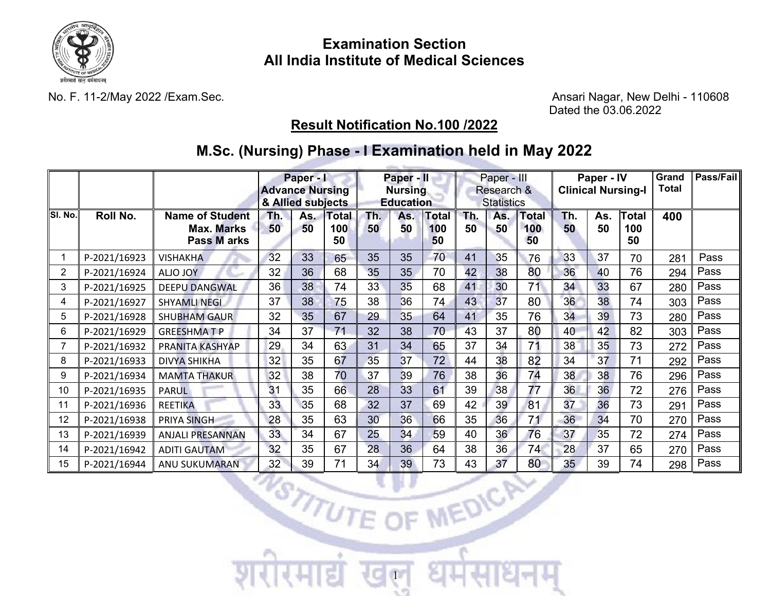# Examination Section
# All India Institute of Medical Sciences

No. F. 11-2/May 2022 /Exam.Sec.

Ansari Nagar, New Delhi - 110608
Dated the 03.06.2022

## Result Notification No.100 /2022

## M.Sc. (Nursing) Phase - I Examination held in May 2022

| | | | Paper - I Advance Nursing & Allied subjects | | | Paper - II Nursing Education | | | Paper - III Research & Statistics | | | Paper - IV Clinical Nursing-I | | | Grand Total | Pass/Fail |
|---|---|---|---|---|---|---|---|---|---|---|---|---|---|---|---|---|
| Sl. No. | Roll No. | Name of Student Max. Marks Pass M arks | Th. 50 | As. 50 | Total 100 50 | Th. 50 | As. 50 | Total 100 50 | Th. 50 | As. 50 | Total 100 50 | Th. 50 | As. 50 | Total 100 50 | 400 | |
| 1 | P-2021/16923 | VISHAKHA | 32 | 33 | 65 | 35 | 35 | 70 | 41 | 35 | 76 | 33 | 37 | 70 | 281 | Pass |
| 2 | P-2021/16924 | ALJO JOY | 32 | 36 | 68 | 35 | 35 | 70 | 42 | 38 | 80 | 36 | 40 | 76 | 294 | Pass |
| 3 | P-2021/16925 | DEEPU DANGWAL | 36 | 38 | 74 | 33 | 35 | 68 | 41 | 30 | 71 | 34 | 33 | 67 | 280 | Pass |
| 4 | P-2021/16927 | SHYAMLI NEGI | 37 | 38 | 75 | 38 | 36 | 74 | 43 | 37 | 80 | 36 | 38 | 74 | 303 | Pass |
| 5 | P-2021/16928 | SHUBHAM GAUR | 32 | 35 | 67 | 29 | 35 | 64 | 41 | 35 | 76 | 34 | 39 | 73 | 280 | Pass |
| 6 | P-2021/16929 | GREESHMA T P | 34 | 37 | 71 | 32 | 38 | 70 | 43 | 37 | 80 | 40 | 42 | 82 | 303 | Pass |
| 7 | P-2021/16932 | PRANITA KASHYAP | 29 | 34 | 63 | 31 | 34 | 65 | 37 | 34 | 71 | 38 | 35 | 73 | 272 | Pass |
| 8 | P-2021/16933 | DIVYA SHIKHA | 32 | 35 | 67 | 35 | 37 | 72 | 44 | 38 | 82 | 34 | 37 | 71 | 292 | Pass |
| 9 | P-2021/16934 | MAMTA THAKUR | 32 | 38 | 70 | 37 | 39 | 76 | 38 | 36 | 74 | 38 | 38 | 76 | 296 | Pass |
| 10 | P-2021/16935 | PARUL | 31 | 35 | 66 | 28 | 33 | 61 | 39 | 38 | 77 | 36 | 36 | 72 | 276 | Pass |
| 11 | P-2021/16936 | REETIKA | 33 | 35 | 68 | 32 | 37 | 69 | 42 | 39 | 81 | 37 | 36 | 73 | 291 | Pass |
| 12 | P-2021/16938 | PRIYA SINGH | 28 | 35 | 63 | 30 | 36 | 66 | 35 | 36 | 71 | 36 | 34 | 70 | 270 | Pass |
| 13 | P-2021/16939 | ANJALI PRESANNAN | 33 | 34 | 67 | 25 | 34 | 59 | 40 | 36 | 76 | 37 | 35 | 72 | 274 | Pass |
| 14 | P-2021/16942 | ADITI GAUTAM | 32 | 35 | 67 | 28 | 36 | 64 | 38 | 36 | 74 | 28 | 37 | 65 | 270 | Pass |
| 15 | P-2021/16944 | ANU SUKUMARAN | 32 | 39 | 71 | 34 | 39 | 73 | 43 | 37 | 80 | 35 | 39 | 74 | 298 | Pass |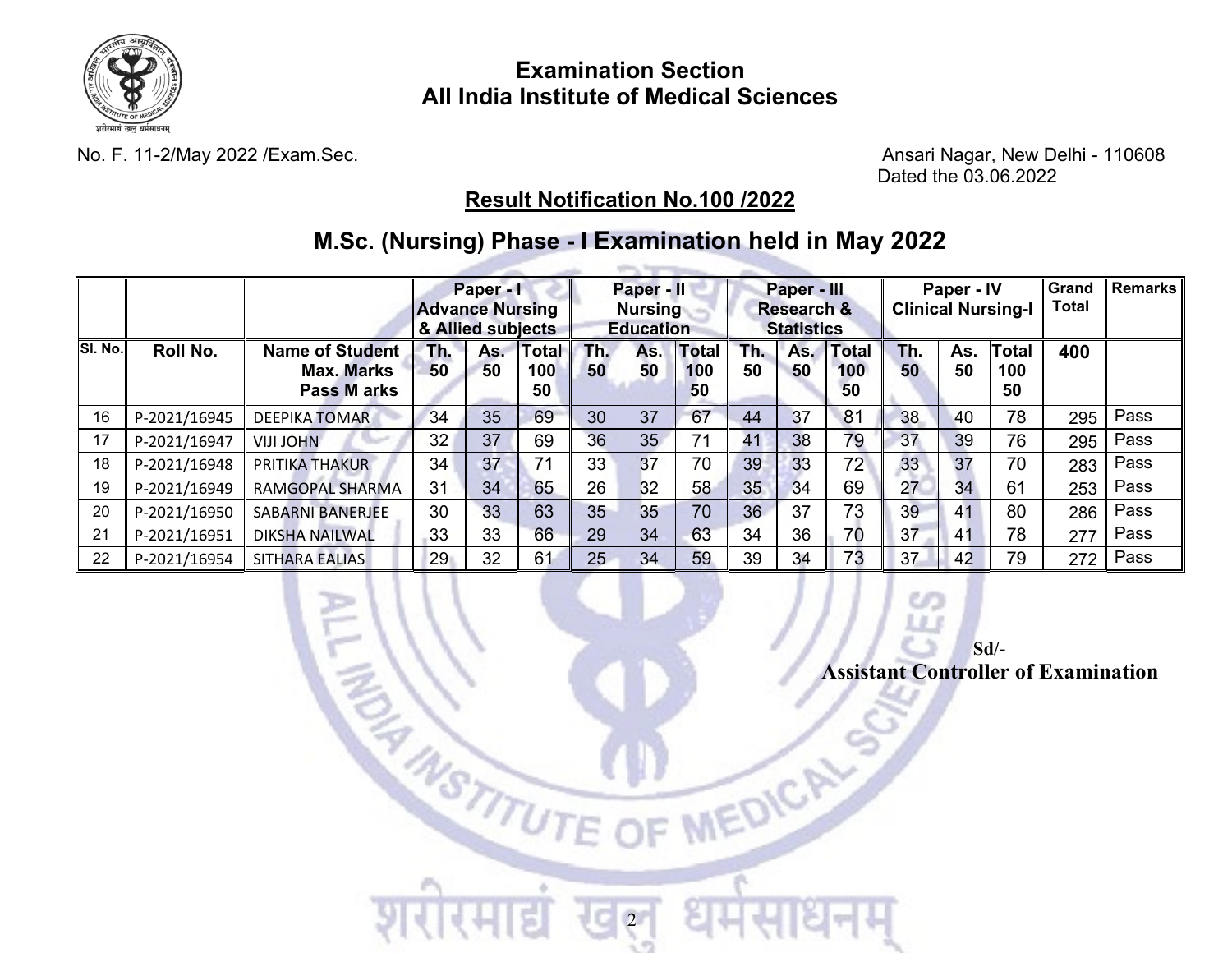## Examination Section
## All India Institute of Medical Sciences

No. F. 11-2/May 2022 /Exam.Sec.

Ansari Nagar, New Delhi - 110608
Dated the 03.06.2022

**Result Notification No.100 /2022**

## M.Sc. (Nursing) Phase - I Examination held in May 2022

| | | | Paper - I Advance Nursing & Allied subjects | | | Paper - II Nursing Education | | | Paper - III Research & Statistics | | | Paper - IV Clinical Nursing-I | | | Grand Total | Remarks |
|---|---|---|---|---|---|---|---|---|---|---|---|---|---|---|---|---|
| Sl. No. | Roll No. | Name of Student Max. Marks Pass M arks | Th. 50 | As. 50 | Total 100 50 | Th. 50 | As. 50 | Total 100 50 | Th. 50 | As. 50 | Total 100 50 | Th. 50 | As. 50 | Total 100 50 | 400 | |
| 16 | P-2021/16945 | DEEPIKA TOMAR | 34 | 35 | 69 | 30 | 37 | 67 | 44 | 37 | 81 | 38 | 40 | 78 | 295 | Pass |
| 17 | P-2021/16947 | VIJI JOHN | 32 | 37 | 69 | 36 | 35 | 71 | 41 | 38 | 79 | 37 | 39 | 76 | 295 | Pass |
| 18 | P-2021/16948 | PRITIKA THAKUR | 34 | 37 | 71 | 33 | 37 | 70 | 39 | 33 | 72 | 33 | 37 | 70 | 283 | Pass |
| 19 | P-2021/16949 | RAMGOPAL SHARMA | 31 | 34 | 65 | 26 | 32 | 58 | 35 | 34 | 69 | 27 | 34 | 61 | 253 | Pass |
| 20 | P-2021/16950 | SABARNI BANERJEE | 30 | 33 | 63 | 35 | 35 | 70 | 36 | 37 | 73 | 39 | 41 | 80 | 286 | Pass |
| 21 | P-2021/16951 | DIKSHA NAILWAL | 33 | 33 | 66 | 29 | 34 | 63 | 34 | 36 | 70 | 37 | 41 | 78 | 277 | Pass |
| 22 | P-2021/16954 | SITHARA EALIAS | 29 | 32 | 61 | 25 | 34 | 59 | 39 | 34 | 73 | 37 | 42 | 79 | 272 | Pass |

**Sd/-**
**Assistant Controller of Examination**